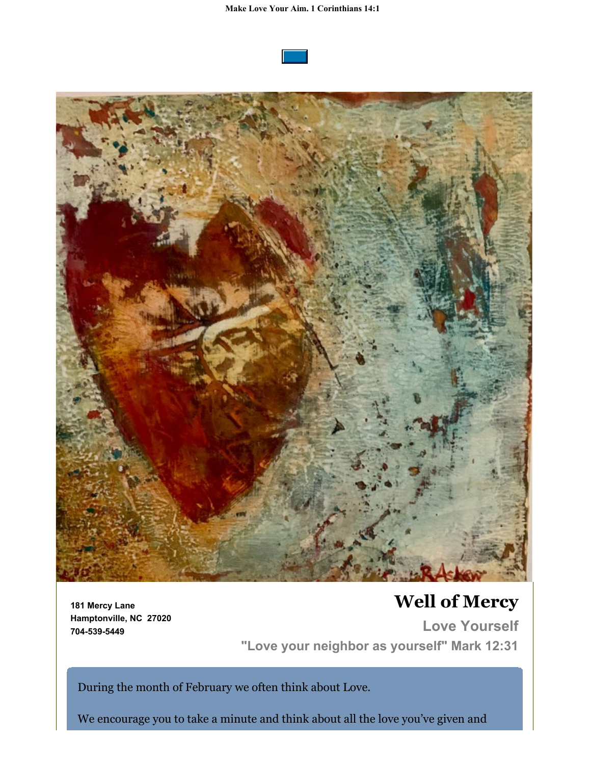Make Love Your Aim. 1 Corinthians 14:1

181 Mercy Lane
Hamptonville, NC 27020
704-539-5449

# Well of Mercy

## Love Yourself

### "Love your neighbor as yourself" Mark 12:31

During the month of February we often think about Love.

We encourage you to take a minute and think about all the love you've given and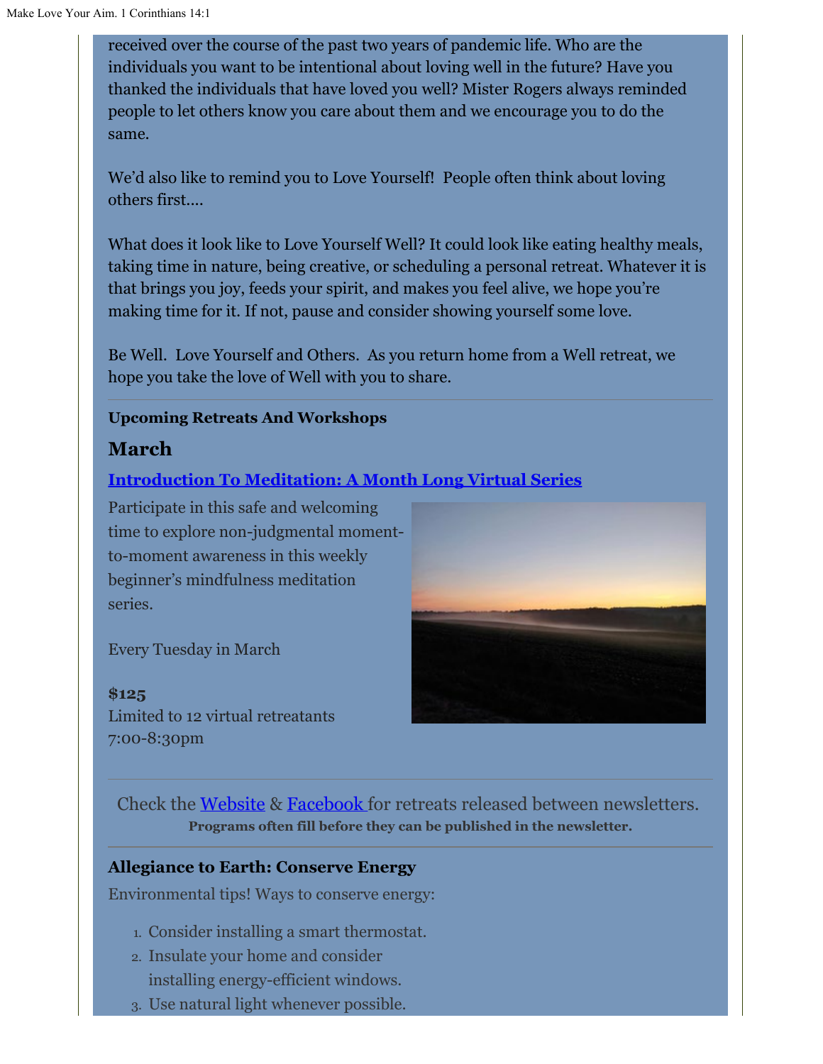received over the course of the past two years of pandemic life. Who are the individuals you want to be intentional about loving well in the future? Have you thanked the individuals that have loved you well? Mister Rogers always reminded people to let others know you care about them and we encourage you to do the same.

We'd also like to remind you to Love Yourself! People often think about loving others first....

What does it look like to Love Yourself Well? It could look like eating healthy meals, taking time in nature, being creative, or scheduling a personal retreat. Whatever it is that brings you joy, feeds your spirit, and makes you feel alive, we hope you're making time for it. If not, pause and consider showing yourself some love.

Be Well. Love Yourself and Others. As you return home from a Well retreat, we hope you take the love of Well with you to share.

---

**Upcoming Retreats And Workshops**

## March

### Introduction To Meditation: A Month Long Virtual Series

Participate in this safe and welcoming time to explore non-judgmental moment-to-moment awareness in this weekly beginner's mindfulness meditation series.

Every Tuesday in March

**$125**
Limited to 12 virtual retreatants
7:00-8:30pm

---

Check the Website & Facebook for retreats released between newsletters.
**Programs often fill before they can be published in the newsletter.**

---

**Allegiance to Earth: Conserve Energy**

Environmental tips! Ways to conserve energy:

1. Consider installing a smart thermostat.
2. Insulate your home and consider installing energy-efficient windows.
3. Use natural light whenever possible.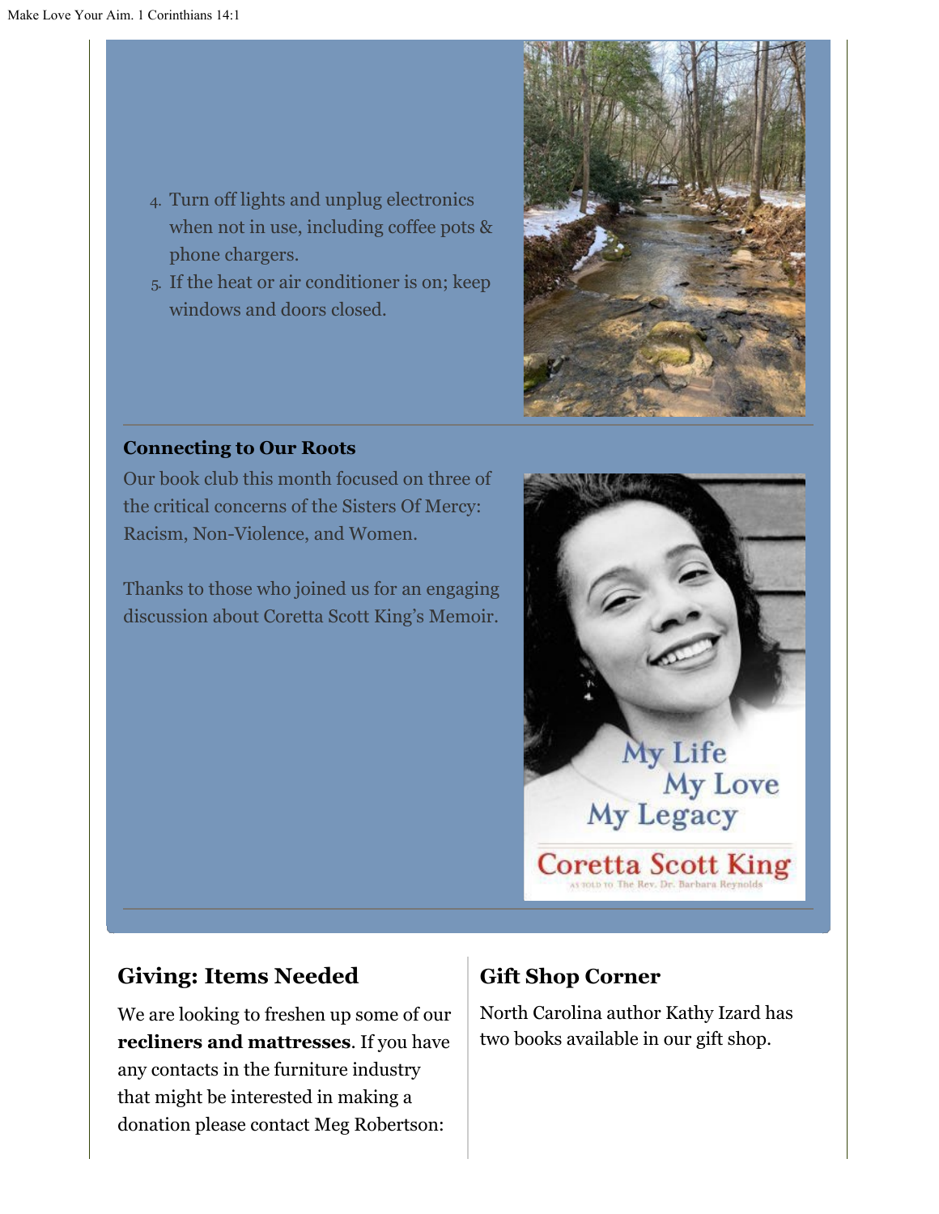4. Turn off lights and unplug electronics when not in use, including coffee pots & phone chargers.
5. If the heat or air conditioner is on; keep windows and doors closed.

**Connecting to Our Roots**

Our book club this month focused on three of the critical concerns of the Sisters Of Mercy: Racism, Non-Violence, and Women.

Thanks to those who joined us for an engaging discussion about Coretta Scott King's Memoir.

## Giving: Items Needed

We are looking to freshen up some of our **recliners and mattresses**. If you have any contacts in the furniture industry that might be interested in making a donation please contact Meg Robertson:

## Gift Shop Corner

North Carolina author Kathy Izard has two books available in our gift shop.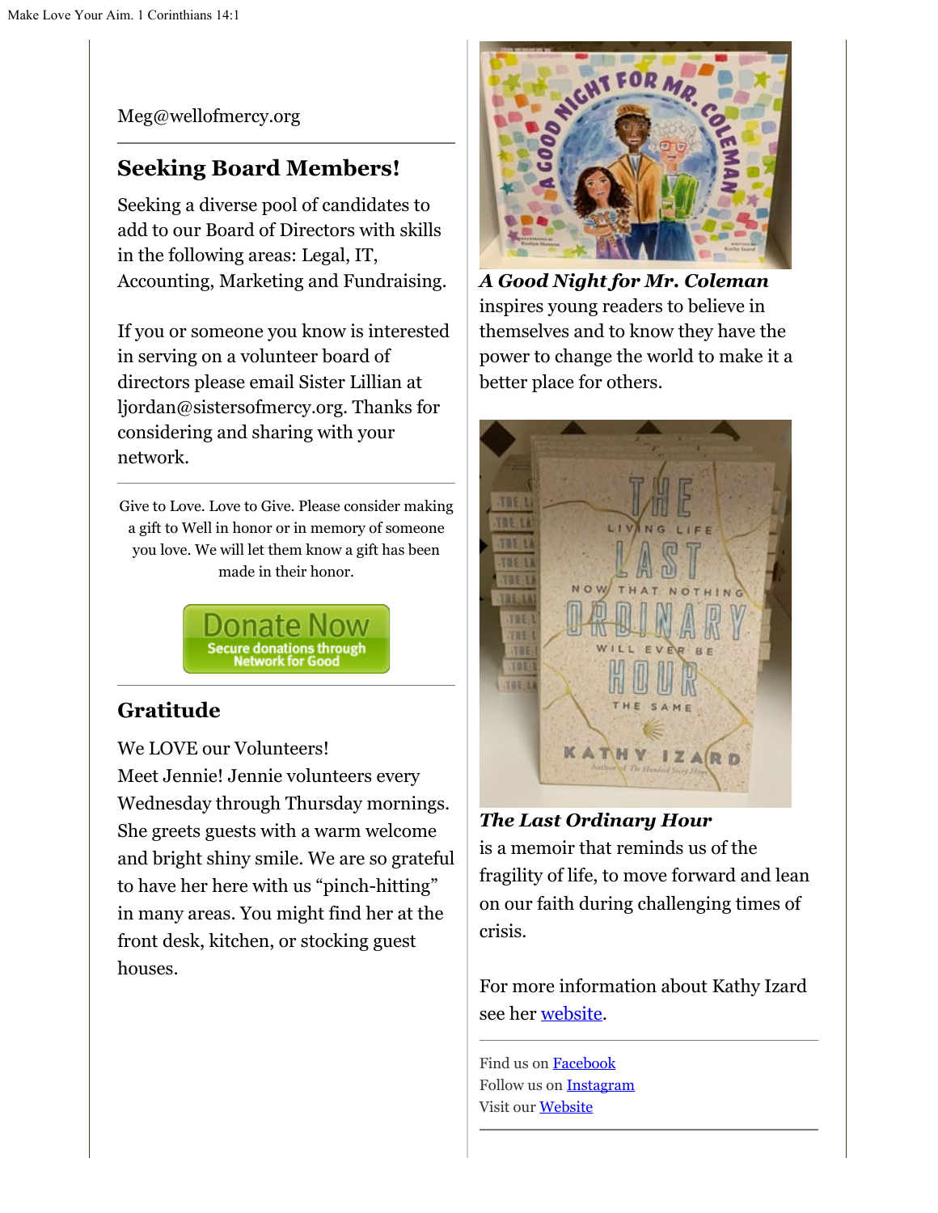Meg@wellofmercy.org

## Seeking Board Members!

Seeking a diverse pool of candidates to add to our Board of Directors with skills in the following areas: Legal, IT, Accounting, Marketing and Fundraising.

If you or someone you know is interested in serving on a volunteer board of directors please email Sister Lillian at ljordan@sistersofmercy.org. Thanks for considering and sharing with your network.

Give to Love. Love to Give. Please consider making a gift to Well in honor or in memory of someone you love. We will let them know a gift has been made in their honor.

Donate Now
Secure donations through Network for Good

## Gratitude

We LOVE our Volunteers!
Meet Jennie! Jennie volunteers every Wednesday through Thursday mornings. She greets guests with a warm welcome and bright shiny smile. We are so grateful to have her here with us "pinch-hitting" in many areas. You might find her at the front desk, kitchen, or stocking guest houses.

***A Good Night for Mr. Coleman*** inspires young readers to believe in themselves and to know they have the power to change the world to make it a better place for others.

***The Last Ordinary Hour*** is a memoir that reminds us of the fragility of life, to move forward and lean on our faith during challenging times of crisis.

For more information about Kathy Izard see her [website](#).

Find us on [Facebook](#)
Follow us on [Instagram](#)
Visit our [Website](#)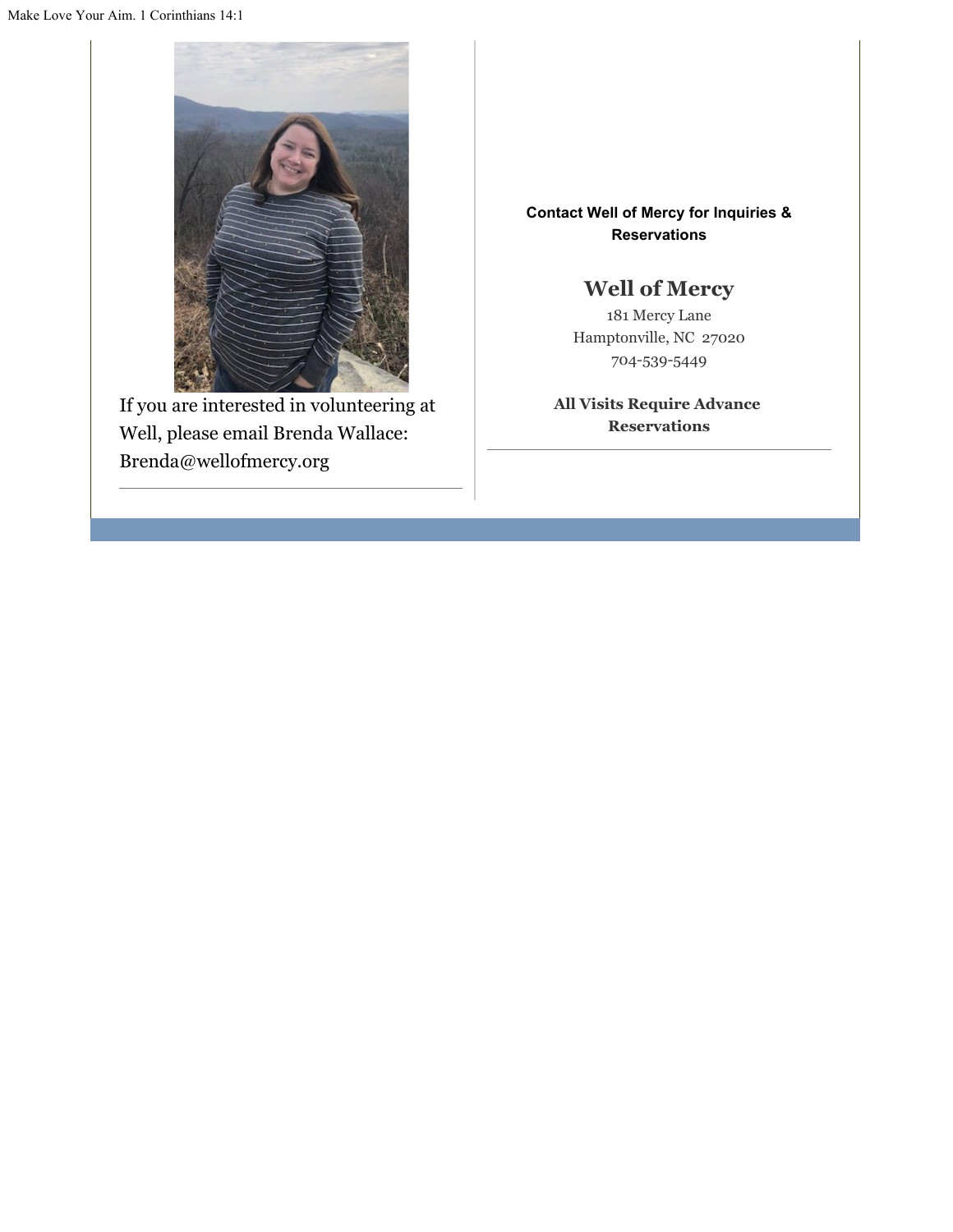If you are interested in volunteering at Well, please email Brenda Wallace: Brenda@wellofmercy.org

---

**Contact Well of Mercy for Inquiries & Reservations**

## Well of Mercy

181 Mercy Lane
Hamptonville, NC 27020
704-539-5449

**All Visits Require Advance Reservations**

---